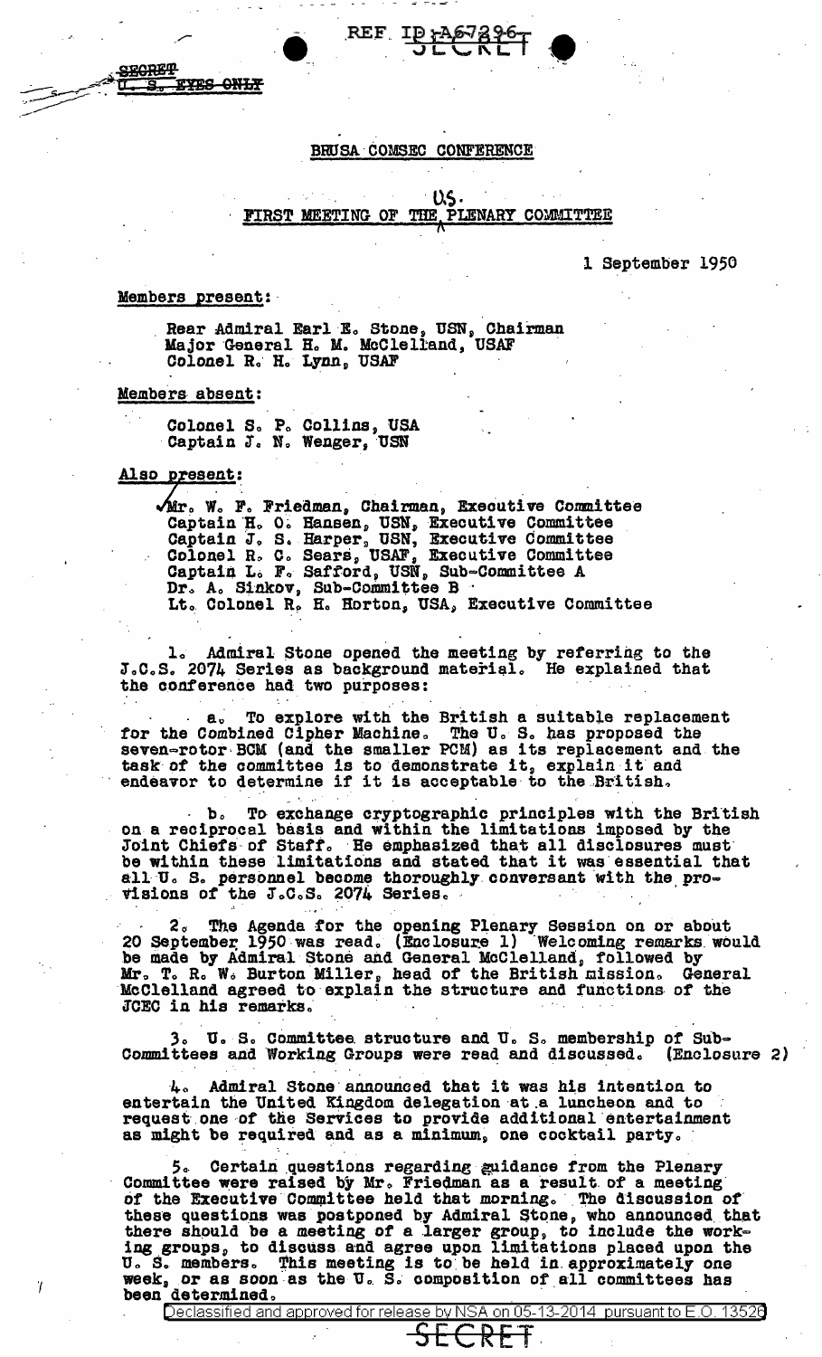REF ID:A67296

SECRET

~~SECRET~~
~~U. S. EYES ONLY~~

BRUSA COMSEC CONFERENCE

U.S.
FIRST MEETING OF THE PLENARY COMMITTEE

1 September 1950

Members present:

Rear Admiral Earl E. Stone, USN, Chairman
Major General H. M. McClelland, USAF
Colonel R. H. Lynn, USAF

Members absent:

Colonel S. P. Collins, USA
Captain J. N. Wenger, USN

Also present:

Mr. W. F. Friedman, Chairman, Executive Committee
Captain H. O. Hansen, USN, Executive Committee
Captain J. S. Harper, USN, Executive Committee
Colonel R. C. Sears, USAF, Executive Committee
Captain L. F. Safford, USN, Sub-Committee A
Dr. A. Sinkov, Sub-Committee B
Lt. Colonel R. H. Horton, USA, Executive Committee

1. Admiral Stone opened the meeting by referring to the J.C.S. 2074 Series as background material. He explained that the conference had two purposes:

a. To explore with the British a suitable replacement for the Combined Cipher Machine. The U. S. has proposed the seven-rotor BCM (and the smaller PCM) as its replacement and the task of the committee is to demonstrate it, explain it and endeavor to determine if it is acceptable to the British.

b. To exchange cryptographic principles with the British on a reciprocal basis and within the limitations imposed by the Joint Chiefs of Staff. He emphasized that all disclosures must be within these limitations and stated that it was essential that all U. S. personnel become thoroughly conversant with the provisions of the J.C.S. 2074 Series.

2. The Agenda for the opening Plenary Session on or about 20 September 1950 was read. (Enclosure 1) Welcoming remarks would be made by Admiral Stone and General McClelland, followed by Mr. T. R. W. Burton Miller, head of the British mission. General McClelland agreed to explain the structure and functions of the JCEC in his remarks.

3. U. S. Committee structure and U. S. membership of Sub-Committees and Working Groups were read and discussed. (Enclosure 2)

4. Admiral Stone announced that it was his intention to entertain the United Kingdom delegation at a luncheon and to request one of the Services to provide additional entertainment as might be required and as a minimum, one cocktail party.

5. Certain questions regarding guidance from the Plenary Committee were raised by Mr. Friedman as a result of a meeting of the Executive Committee held that morning. The discussion of these questions was postponed by Admiral Stone, who announced that there should be a meeting of a larger group, to include the working groups, to discuss and agree upon limitations placed upon the U. S. members. This meeting is to be held in approximately one week, or as soon as the U. S. composition of all committees has been determined.

Declassified and approved for release by NSA on 05-13-2014 pursuant to E.O. 13526

SECRET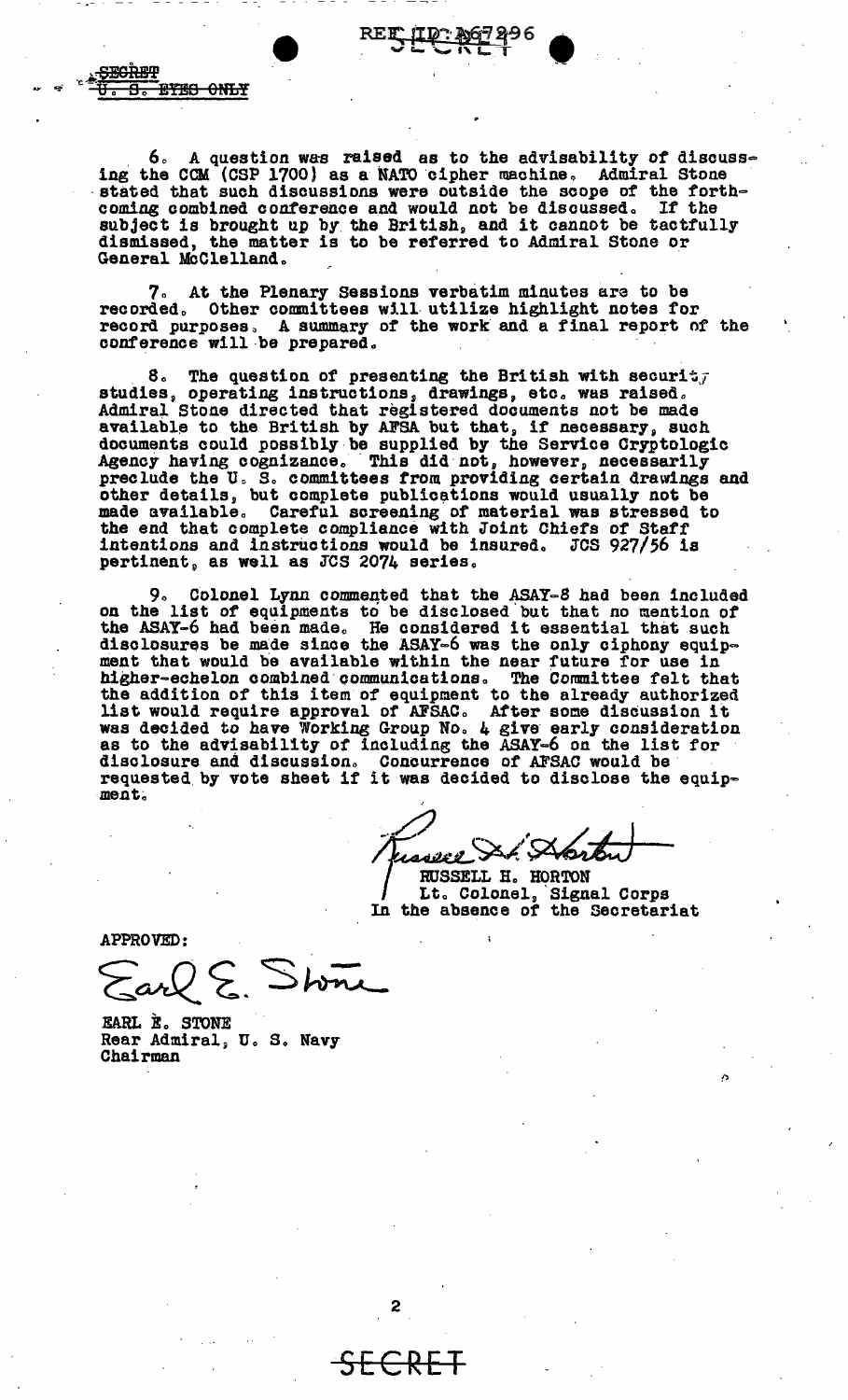SECRET
U. S. EYES ONLY

6. A question was raised as to the advisability of discussing the CCM (CSP 1700) as a NATO cipher machine. Admiral Stone stated that such discussions were outside the scope of the forthcoming combined conference and would not be discussed. If the subject is brought up by the British, and it cannot be tactfully dismissed, the matter is to be referred to Admiral Stone or General McClelland.

7. At the Plenary Sessions verbatim minutes are to be recorded. Other committees will utilize highlight notes for record purposes. A summary of the work and a final report of the conference will be prepared.

8. The question of presenting the British with security studies, operating instructions, drawings, etc. was raised. Admiral Stone directed that registered documents not be made available to the British by AFSA but that, if necessary, such documents could possibly be supplied by the Service Cryptologic Agency having cognizance. This did not, however, necessarily preclude the U. S. committees from providing certain drawings and other details, but complete publications would usually not be made available. Careful screening of material was stressed to the end that complete compliance with Joint Chiefs of Staff intentions and instructions would be insured. JCS 927/56 is pertinent, as well as JCS 2074 series.

9. Colonel Lynn commented that the ASAY-8 had been included on the list of equipments to be disclosed but that no mention of the ASAY-6 had been made. He considered it essential that such disclosures be made since the ASAY-6 was the only ciphony equipment that would be available within the near future for use in higher-echelon combined communications. The Committee felt that the addition of this item of equipment to the already authorized list would require approval of AFSAC. After some discussion it was decided to have Working Group No. 4 give early consideration as to the advisability of including the ASAY-6 on the list for disclosure and discussion. Concurrence of AFSAC would be requested by vote sheet if it was decided to disclose the equipment.

Russell H. Horton
RUSSELL H. HORTON
Lt. Colonel, Signal Corps
In the absence of the Secretariat

APPROVED:

Earl E. Stone

EARL E. STONE
Rear Admiral, U. S. Navy
Chairman

SECRET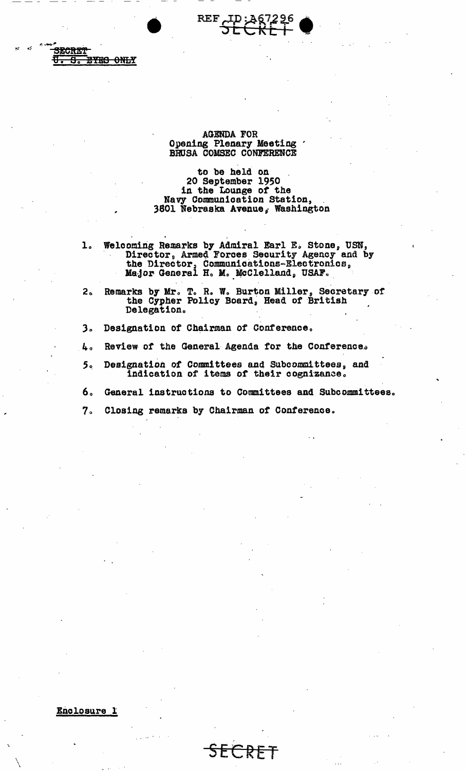SECRET
~~U. S. EYES ONLY~~

AGENDA FOR
Opening Plenary Meeting
BRUSA COMSEC CONFERENCE

to be held on
20 September 1950
in the Lounge of the
Navy Communication Station,
3801 Nebraska Avenue, Washington

1. Welcoming Remarks by Admiral Earl E. Stone, USN, Director, Armed Forces Security Agency and by the Director, Communications-Electronics, Major General H. M. McClelland, USAF.

2. Remarks by Mr. T. R. W. Burton Miller, Secretary of the Cypher Policy Board, Head of British Delegation.

3. Designation of Chairman of Conference.

4. Review of the General Agenda for the Conference.

5. Designation of Committees and Subcommittees, and indication of items of their cognizance.

6. General instructions to Committees and Subcommittees.

7. Closing remarks by Chairman of Conference.

Enclosure 1

SECRET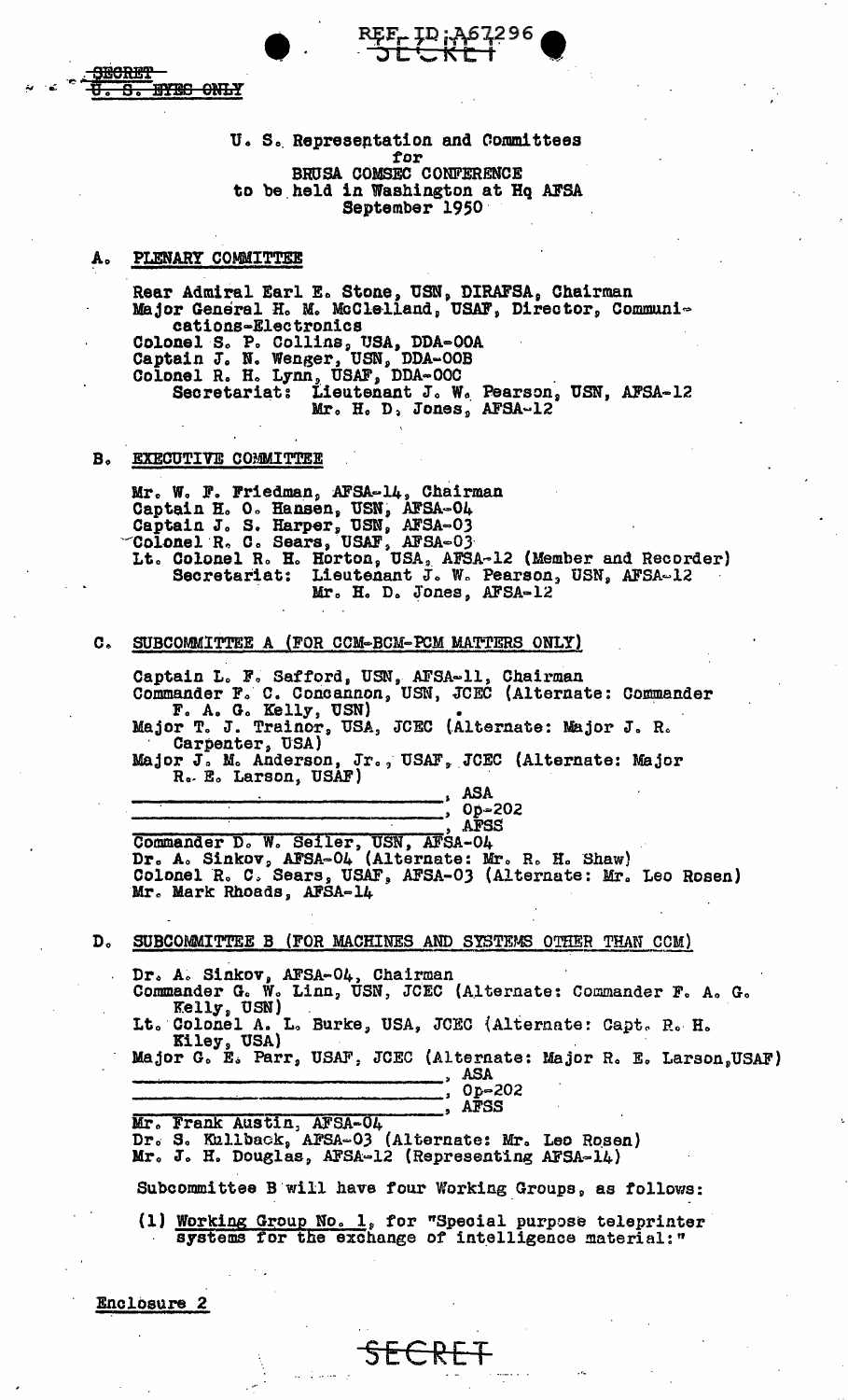SECRET
U. S. EYES ONLY

REF ID:A67296
SECRET

U. S. Representation and Committees
for
BRUSA COMSEC CONFERENCE
to be held in Washington at Hq AFSA
September 1950

## A. PLENARY COMMITTEE

Rear Admiral Earl E. Stone, USN, DIRAFSA, Chairman
Major General H. M. McClelland, USAF, Director, Communications-Electronics
Colonel S. P. Collins, USA, DDA-00A
Captain J. N. Wenger, USN, DDA-00B
Colonel R. H. Lynn, USAF, DDA-00C
Secretariat: Lieutenant J. W. Pearson, USN, AFSA-12
Mr. H. D. Jones, AFSA-12

## B. EXECUTIVE COMMITTEE

Mr. W. F. Friedman, AFSA-14, Chairman
Captain H. O. Hansen, USN, AFSA-04
Captain J. S. Harper, USN, AFSA-03
Colonel R. C. Sears, USAF, AFSA-03
Lt. Colonel R. H. Horton, USA, AFSA-12 (Member and Recorder)
Secretariat: Lieutenant J. W. Pearson, USN, AFSA-12
Mr. H. D. Jones, AFSA-12

## C. SUBCOMMITTEE A (FOR CCM-BCM-PCM MATTERS ONLY)

Captain L. F. Safford, USN, AFSA-11, Chairman
Commander F. C. Concannon, USN, JCEC (Alternate: Commander F. A. G. Kelly, USN)
Major T. J. Trainor, USA, JCEC (Alternate: Major J. R. Carpenter, USA)
Major J. M. Anderson, Jr., USAF, JCEC (Alternate: Major R. E. Larson, USAF)
\_\_\_\_\_\_\_\_\_\_\_\_\_\_\_\_\_\_\_\_, ASA
\_\_\_\_\_\_\_\_\_\_\_\_\_\_\_\_\_\_\_\_, Op-202
\_\_\_\_\_\_\_\_\_\_\_\_\_\_\_\_\_\_\_\_, AFSS
Commander D. W. Seiler, USN, AFSA-04
Dr. A. Sinkov, AFSA-04 (Alternate: Mr. R. H. Shaw)
Colonel R. C. Sears, USAF, AFSA-03 (Alternate: Mr. Leo Rosen)
Mr. Mark Rhoads, AFSA-14

## D. SUBCOMMITTEE B (FOR MACHINES AND SYSTEMS OTHER THAN CCM)

Dr. A. Sinkov, AFSA-04, Chairman
Commander G. W. Linn, USN, JCEC (Alternate: Commander F. A. G. Kelly, USN)
Lt. Colonel A. L. Burke, USA, JCEC (Alternate: Capt. R. H. Kiley, USA)
Major G. E. Parr, USAF, JCEC (Alternate: Major R. E. Larson, USAF)
\_\_\_\_\_\_\_\_\_\_\_\_\_\_\_\_\_\_\_\_, ASA
\_\_\_\_\_\_\_\_\_\_\_\_\_\_\_\_\_\_\_\_, Op-202
\_\_\_\_\_\_\_\_\_\_\_\_\_\_\_\_\_\_\_\_, AFSS
Mr. Frank Austin, AFSA-04
Dr. S. Kullback, AFSA-03 (Alternate: Mr. Leo Rosen)
Mr. J. H. Douglas, AFSA-12 (Representing AFSA-14)

Subcommittee B will have four Working Groups, as follows:

(1) Working Group No. 1, for "Special purpose teleprinter systems for the exchange of intelligence material:"

Enclosure 2

SECRET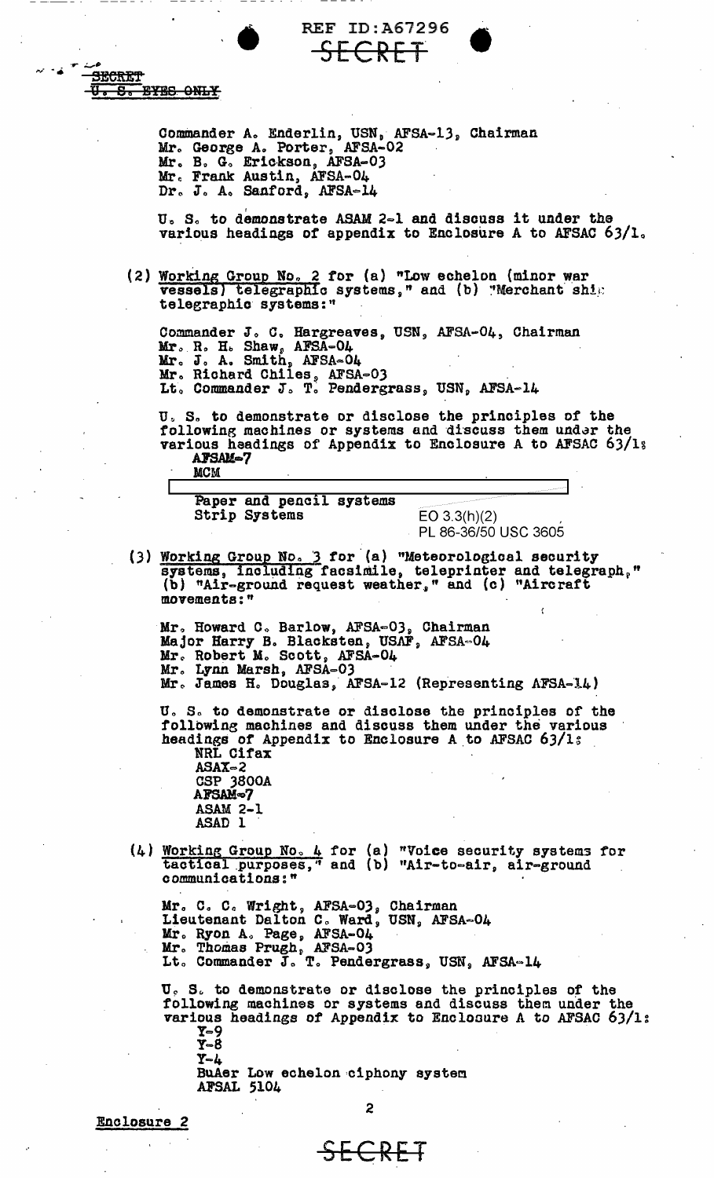REF ID:A67296

SECRET

~~SECRET~~
~~U. S. EYES ONLY~~

Commander A. Enderlin, USN, AFSA-13, Chairman
Mr. George A. Porter, AFSA-02
Mr. B. G. Erickson, AFSA-03
Mr. Frank Austin, AFSA-04
Dr. J. A. Sanford, AFSA-14

U. S. to demonstrate ASAM 2-1 and discuss it under the various headings of appendix to Enclosure A to AFSAC 63/1.

(2) Working Group No. 2 for (a) "Low echelon (minor war vessels) telegraphic systems," and (b) "Merchant ship telegraphic systems:"

Commander J. C. Hargreaves, USN, AFSA-04, Chairman
Mr. R. H. Shaw, AFSA-04
Mr. J. A. Smith, AFSA-04
Mr. Richard Chiles, AFSA-03
Lt. Commander J. T. Pendergrass, USN, AFSA-14

U. S. to demonstrate or disclose the principles of the following machines or systems and discuss them under the various headings of Appendix to Enclosure A to AFSAC 63/1:

AFSAM-7
MCM
[REDACTED]
Paper and pencil systems
Strip Systems

EO 3.3(h)(2)
PL 86-36/50 USC 3605

(3) Working Group No. 3 for (a) "Meteorological security systems, including facsimile, teleprinter and telegraph," (b) "Air-ground request weather," and (c) "Aircraft movements:"

Mr. Howard C. Barlow, AFSA-03, Chairman
Major Harry B. Blacksten, USAF, AFSA-04
Mr. Robert M. Scott, AFSA-04
Mr. Lynn Marsh, AFSA-03
Mr. James H. Douglas, AFSA-12 (Representing AFSA-14)

U. S. to demonstrate or disclose the principles of the following machines and discuss them under the various headings of Appendix to Enclosure A to AFSAC 63/1:

NRL Cifax
ASAX-2
CSP 3800A
AFSAM-7
ASAM 2-1
ASAD 1

(4) Working Group No. 4 for (a) "Voice security systems for tactical purposes," and (b) "Air-to-air, air-ground communications:"

Mr. C. C. Wright, AFSA-03, Chairman
Lieutenant Dalton C. Ward, USN, AFSA-04
Mr. Ryon A. Page, AFSA-04
Mr. Thomas Prugh, AFSA-03
Lt. Commander J. T. Pendergrass, USN, AFSA-14

U. S. to demonstrate or disclose the principles of the following machines or systems and discuss them under the various headings of Appendix to Enclosure A to AFSAC 63/1:

Y-9
Y-8
Y-4
BuAer Low echelon ciphony system
AFSAL 5104

Enclosure 2

SECRET